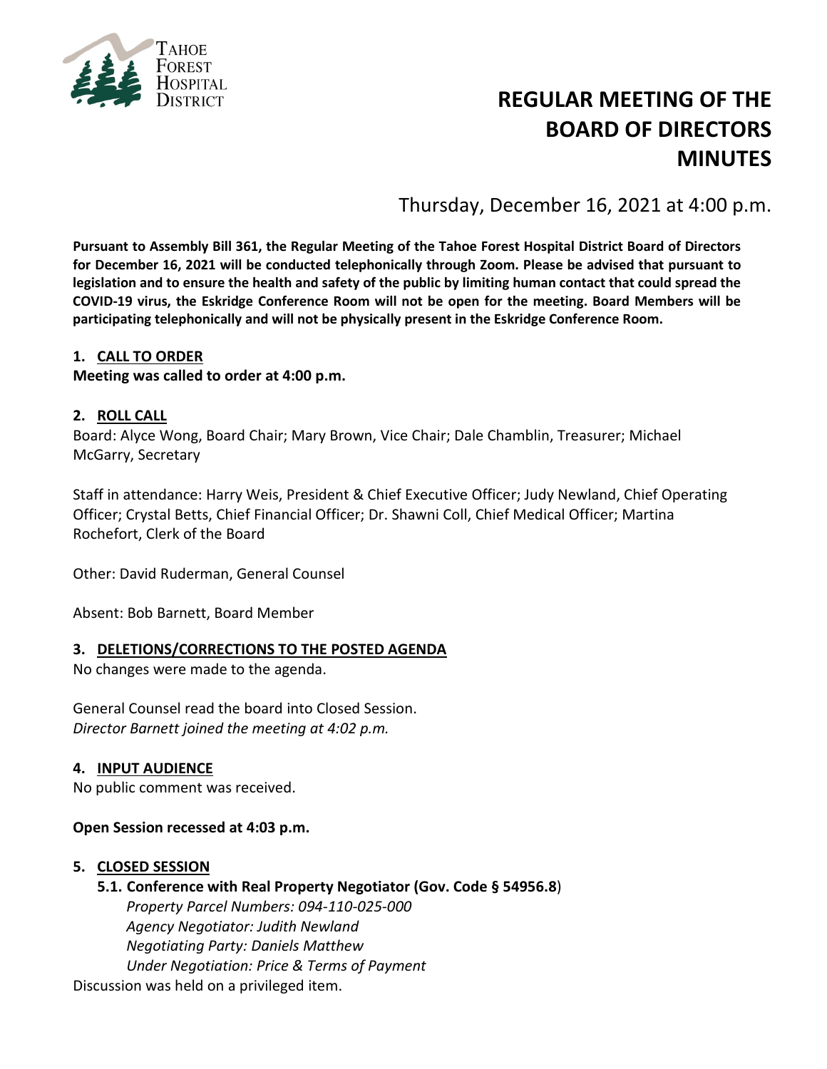Tahoe Forest Hospital District

# REGULAR MEETING OF THE BOARD OF DIRECTORS MINUTES

Thursday, December 16, 2021 at 4:00 p.m.

**Pursuant to Assembly Bill 361, the Regular Meeting of the Tahoe Forest Hospital District Board of Directors for December 16, 2021 will be conducted telephonically through Zoom. Please be advised that pursuant to legislation and to ensure the health and safety of the public by limiting human contact that could spread the COVID-19 virus, the Eskridge Conference Room will not be open for the meeting. Board Members will be participating telephonically and will not be physically present in the Eskridge Conference Room.**

## 1. CALL TO ORDER

**Meeting was called to order at 4:00 p.m.**

## 2. ROLL CALL

Board: Alyce Wong, Board Chair; Mary Brown, Vice Chair; Dale Chamblin, Treasurer; Michael McGarry, Secretary

Staff in attendance: Harry Weis, President & Chief Executive Officer; Judy Newland, Chief Operating Officer; Crystal Betts, Chief Financial Officer; Dr. Shawni Coll, Chief Medical Officer; Martina Rochefort, Clerk of the Board

Other: David Ruderman, General Counsel

Absent: Bob Barnett, Board Member

## 3. DELETIONS/CORRECTIONS TO THE POSTED AGENDA

No changes were made to the agenda.

General Counsel read the board into Closed Session.
*Director Barnett joined the meeting at 4:02 p.m.*

## 4. INPUT AUDIENCE

No public comment was received.

**Open Session recessed at 4:03 p.m.**

## 5. CLOSED SESSION

### 5.1. Conference with Real Property Negotiator (Gov. Code § 54956.8)

*Property Parcel Numbers: 094-110-025-000*
*Agency Negotiator: Judith Newland*
*Negotiating Party: Daniels Matthew*
*Under Negotiation: Price & Terms of Payment*

Discussion was held on a privileged item.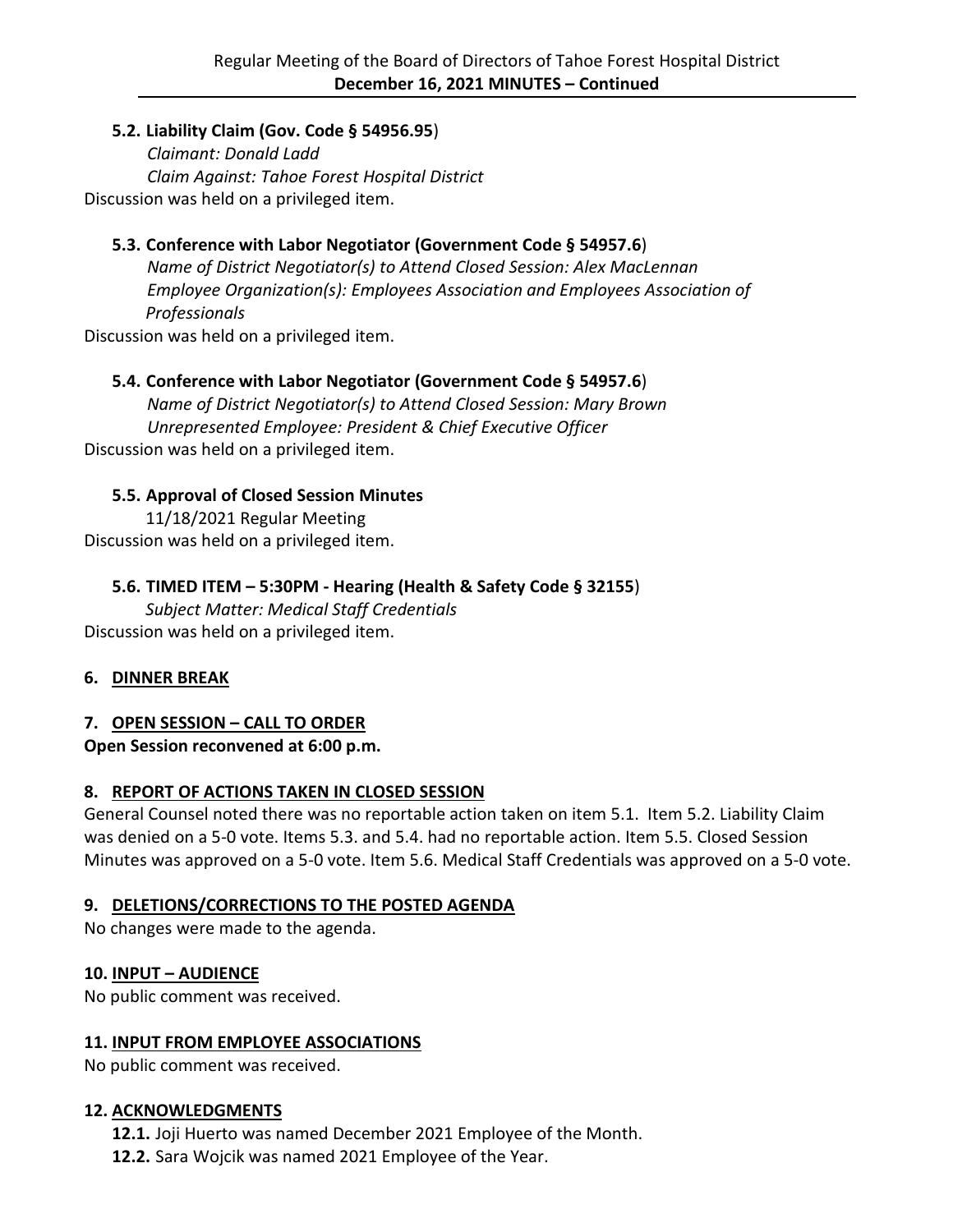**5.2. Liability Claim (Gov. Code § 54956.95)**

*Claimant: Donald Ladd*
*Claim Against: Tahoe Forest Hospital District*

Discussion was held on a privileged item.

**5.3. Conference with Labor Negotiator (Government Code § 54957.6)**

*Name of District Negotiator(s) to Attend Closed Session: Alex MacLennan*
*Employee Organization(s): Employees Association and Employees Association of Professionals*

Discussion was held on a privileged item.

**5.4. Conference with Labor Negotiator (Government Code § 54957.6)**

*Name of District Negotiator(s) to Attend Closed Session: Mary Brown*
*Unrepresented Employee: President & Chief Executive Officer*

Discussion was held on a privileged item.

**5.5. Approval of Closed Session Minutes**

11/18/2021 Regular Meeting

Discussion was held on a privileged item.

**5.6. TIMED ITEM – 5:30PM - Hearing (Health & Safety Code § 32155)**

*Subject Matter: Medical Staff Credentials*

Discussion was held on a privileged item.

## 6. DINNER BREAK

## 7. OPEN SESSION – CALL TO ORDER

**Open Session reconvened at 6:00 p.m.**

## 8. REPORT OF ACTIONS TAKEN IN CLOSED SESSION

General Counsel noted there was no reportable action taken on item 5.1. Item 5.2. Liability Claim was denied on a 5-0 vote. Items 5.3. and 5.4. had no reportable action. Item 5.5. Closed Session Minutes was approved on a 5-0 vote. Item 5.6. Medical Staff Credentials was approved on a 5-0 vote.

## 9. DELETIONS/CORRECTIONS TO THE POSTED AGENDA

No changes were made to the agenda.

## 10. INPUT – AUDIENCE

No public comment was received.

## 11. INPUT FROM EMPLOYEE ASSOCIATIONS

No public comment was received.

## 12. ACKNOWLEDGMENTS

**12.1.** Joji Huerto was named December 2021 Employee of the Month.
**12.2.** Sara Wojcik was named 2021 Employee of the Year.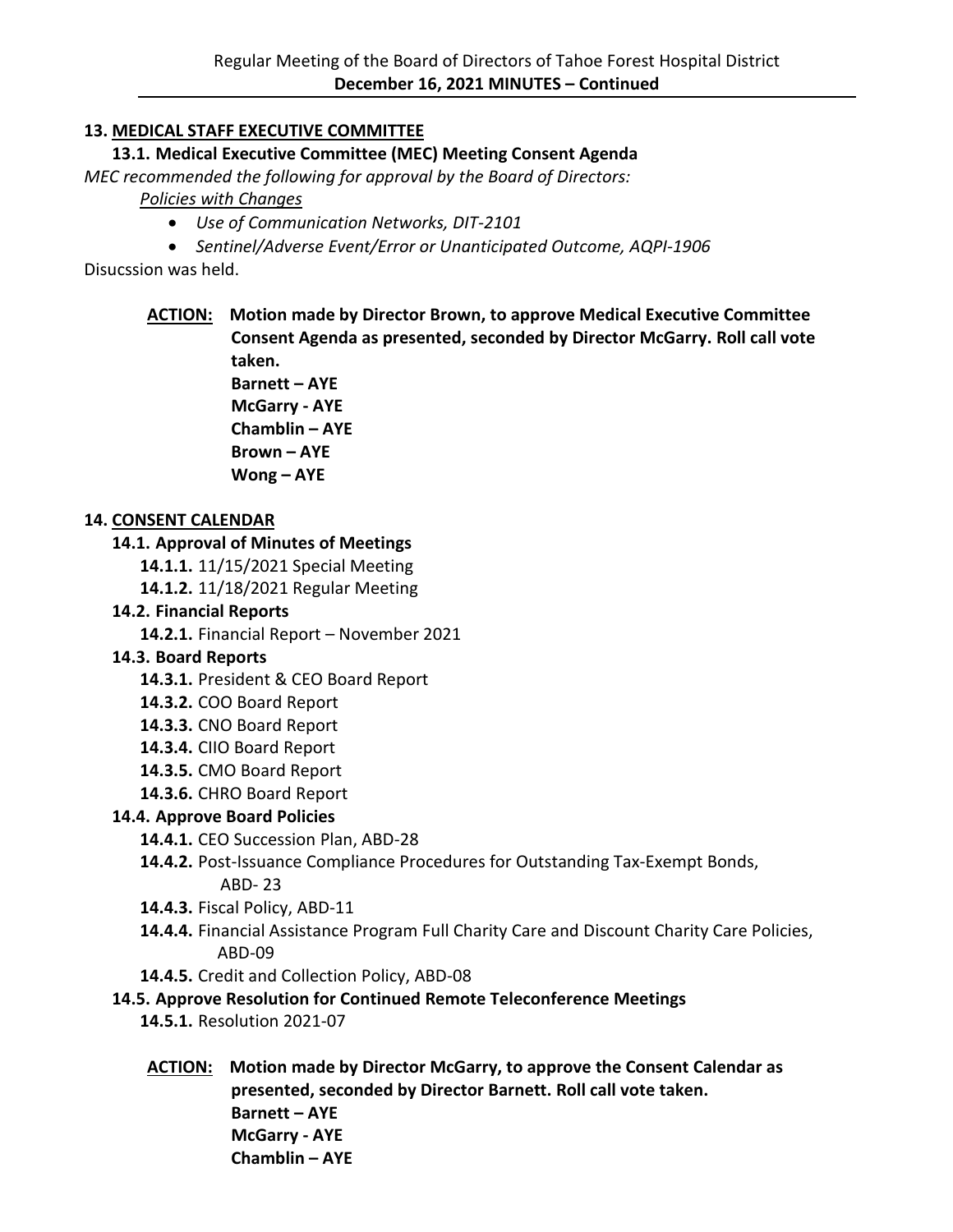**13. MEDICAL STAFF EXECUTIVE COMMITTEE**

**13.1. Medical Executive Committee (MEC) Meeting Consent Agenda**

*MEC recommended the following for approval by the Board of Directors:*

*Policies with Changes*

- *Use of Communication Networks, DIT-2101*
- *Sentinel/Adverse Event/Error or Unanticipated Outcome, AQPI-1906*

Disucssion was held.

**ACTION: Motion made by Director Brown, to approve Medical Executive Committee Consent Agenda as presented, seconded by Director McGarry. Roll call vote taken.**
**Barnett – AYE**
**McGarry - AYE**
**Chamblin – AYE**
**Brown – AYE**
**Wong – AYE**

**14. CONSENT CALENDAR**

**14.1. Approval of Minutes of Meetings**

**14.1.1.** 11/15/2021 Special Meeting

**14.1.2.** 11/18/2021 Regular Meeting

**14.2. Financial Reports**

**14.2.1.** Financial Report – November 2021

**14.3. Board Reports**

**14.3.1.** President & CEO Board Report

**14.3.2.** COO Board Report

**14.3.3.** CNO Board Report

**14.3.4.** CIIO Board Report

**14.3.5.** CMO Board Report

**14.3.6.** CHRO Board Report

**14.4. Approve Board Policies**

**14.4.1.** CEO Succession Plan, ABD-28

**14.4.2.** Post-Issuance Compliance Procedures for Outstanding Tax-Exempt Bonds, ABD- 23

**14.4.3.** Fiscal Policy, ABD-11

**14.4.4.** Financial Assistance Program Full Charity Care and Discount Charity Care Policies, ABD-09

**14.4.5.** Credit and Collection Policy, ABD-08

**14.5. Approve Resolution for Continued Remote Teleconference Meetings**

**14.5.1.** Resolution 2021-07

**ACTION: Motion made by Director McGarry, to approve the Consent Calendar as presented, seconded by Director Barnett. Roll call vote taken.**
**Barnett – AYE**
**McGarry - AYE**
**Chamblin – AYE**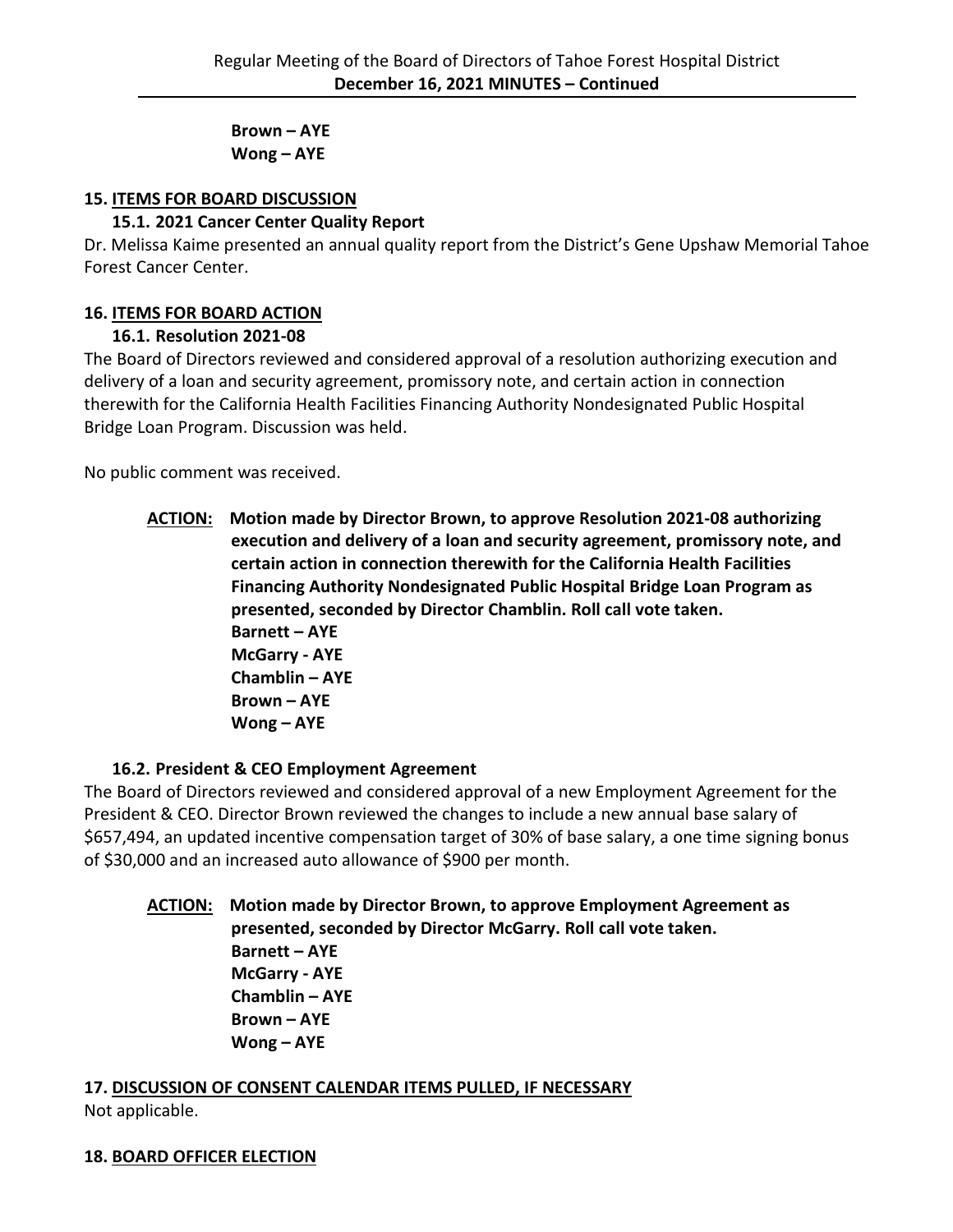**Brown – AYE**
**Wong – AYE**

## 15. ITEMS FOR BOARD DISCUSSION

### 15.1. 2021 Cancer Center Quality Report

Dr. Melissa Kaime presented an annual quality report from the District's Gene Upshaw Memorial Tahoe Forest Cancer Center.

## 16. ITEMS FOR BOARD ACTION

### 16.1. Resolution 2021-08

The Board of Directors reviewed and considered approval of a resolution authorizing execution and delivery of a loan and security agreement, promissory note, and certain action in connection therewith for the California Health Facilities Financing Authority Nondesignated Public Hospital Bridge Loan Program. Discussion was held.

No public comment was received.

**ACTION: Motion made by Director Brown, to approve Resolution 2021-08 authorizing execution and delivery of a loan and security agreement, promissory note, and certain action in connection therewith for the California Health Facilities Financing Authority Nondesignated Public Hospital Bridge Loan Program as presented, seconded by Director Chamblin. Roll call vote taken.**
**Barnett – AYE**
**McGarry - AYE**
**Chamblin – AYE**
**Brown – AYE**
**Wong – AYE**

### 16.2. President & CEO Employment Agreement

The Board of Directors reviewed and considered approval of a new Employment Agreement for the President & CEO. Director Brown reviewed the changes to include a new annual base salary of $657,494, an updated incentive compensation target of 30% of base salary, a one time signing bonus of $30,000 and an increased auto allowance of $900 per month.

**ACTION: Motion made by Director Brown, to approve Employment Agreement as presented, seconded by Director McGarry. Roll call vote taken.**
**Barnett – AYE**
**McGarry - AYE**
**Chamblin – AYE**
**Brown – AYE**
**Wong – AYE**

## 17. DISCUSSION OF CONSENT CALENDAR ITEMS PULLED, IF NECESSARY

Not applicable.

## 18. BOARD OFFICER ELECTION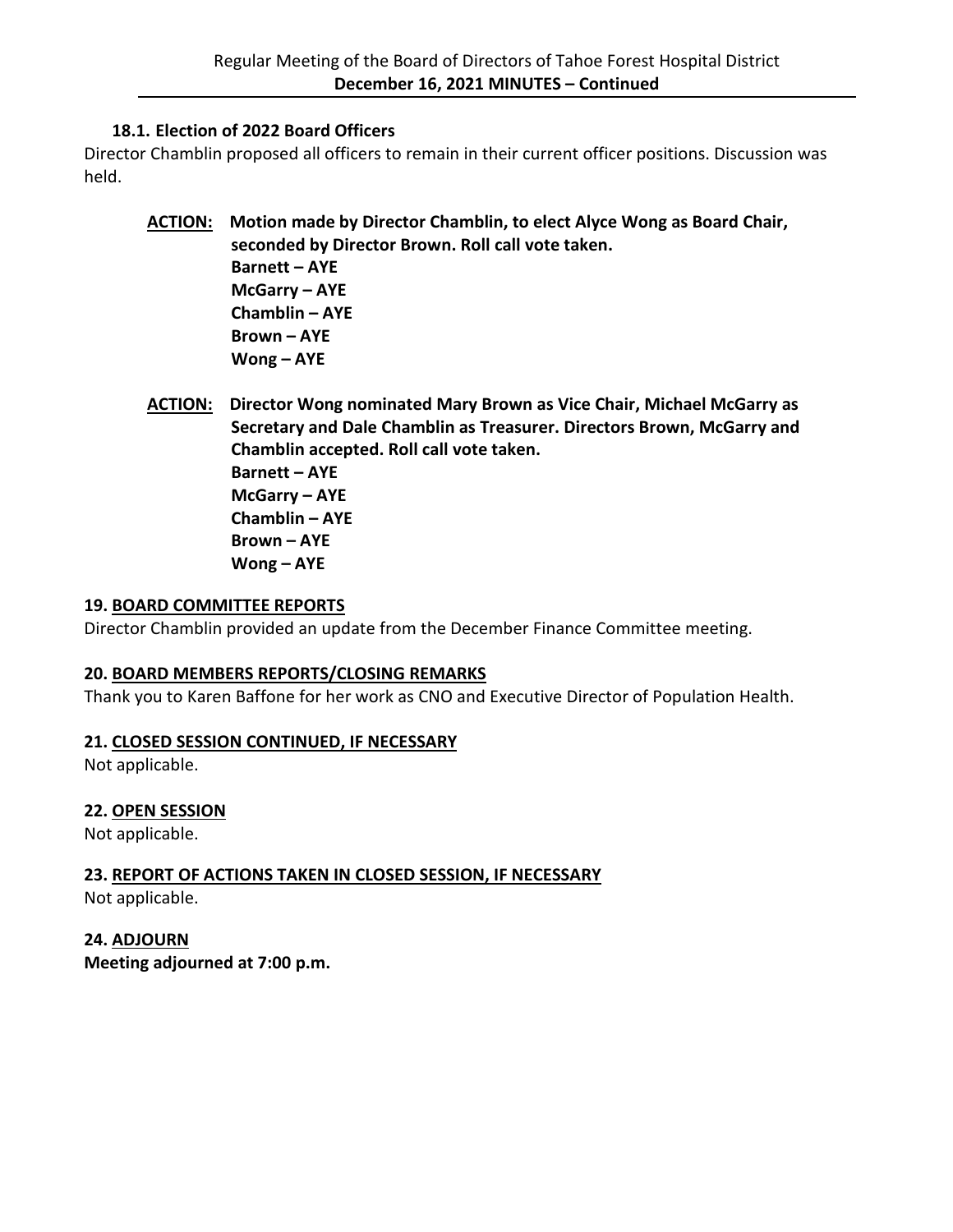### 18.1. Election of 2022 Board Officers

Director Chamblin proposed all officers to remain in their current officer positions. Discussion was held.

**ACTION: Motion made by Director Chamblin, to elect Alyce Wong as Board Chair, seconded by Director Brown. Roll call vote taken.**
**Barnett – AYE**
**McGarry – AYE**
**Chamblin – AYE**
**Brown – AYE**
**Wong – AYE**

**ACTION: Director Wong nominated Mary Brown as Vice Chair, Michael McGarry as Secretary and Dale Chamblin as Treasurer. Directors Brown, McGarry and Chamblin accepted. Roll call vote taken.**
**Barnett – AYE**
**McGarry – AYE**
**Chamblin – AYE**
**Brown – AYE**
**Wong – AYE**

### 19. BOARD COMMITTEE REPORTS

Director Chamblin provided an update from the December Finance Committee meeting.

### 20. BOARD MEMBERS REPORTS/CLOSING REMARKS

Thank you to Karen Baffone for her work as CNO and Executive Director of Population Health.

### 21. CLOSED SESSION CONTINUED, IF NECESSARY

Not applicable.

### 22. OPEN SESSION

Not applicable.

### 23. REPORT OF ACTIONS TAKEN IN CLOSED SESSION, IF NECESSARY

Not applicable.

### 24. ADJOURN

**Meeting adjourned at 7:00 p.m.**